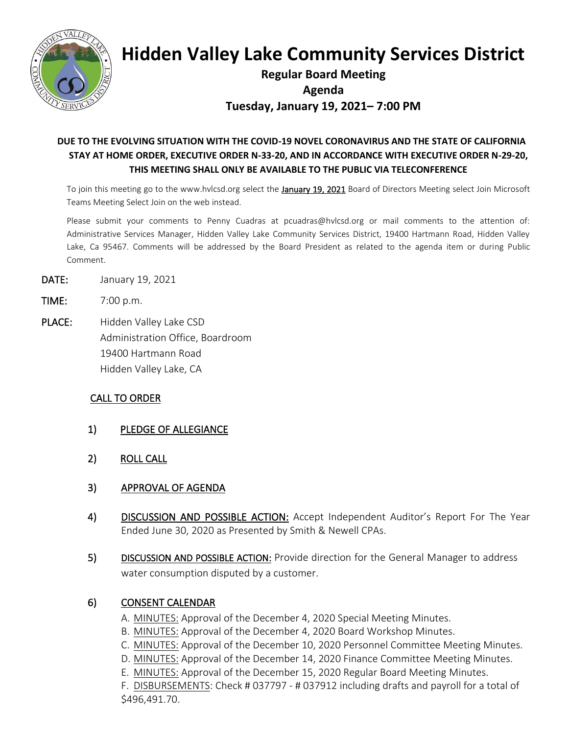# Hidden Valley Lake Community Services District

## Regular Board Meeting
## Agenda
## Tuesday, January 19, 2021– 7:00 PM

**DUE TO THE EVOLVING SITUATION WITH THE COVID-19 NOVEL CORONAVIRUS AND THE STATE OF CALIFORNIA STAY AT HOME ORDER, EXECUTIVE ORDER N-33-20, AND IN ACCORDANCE WITH EXECUTIVE ORDER N-29-20, THIS MEETING SHALL ONLY BE AVAILABLE TO THE PUBLIC VIA TELECONFERENCE**

To join this meeting go to the www.hvlcsd.org select the **January 19, 2021** Board of Directors Meeting select Join Microsoft Teams Meeting Select Join on the web instead.

Please submit your comments to Penny Cuadras at pcuadras@hvlcsd.org or mail comments to the attention of: Administrative Services Manager, Hidden Valley Lake Community Services District, 19400 Hartmann Road, Hidden Valley Lake, Ca 95467. Comments will be addressed by the Board President as related to the agenda item or during Public Comment.

**DATE:** January 19, 2021

**TIME:** 7:00 p.m.

**PLACE:** Hidden Valley Lake CSD
Administration Office, Boardroom
19400 Hartmann Road
Hidden Valley Lake, CA

CALL TO ORDER

1) PLEDGE OF ALLEGIANCE

2) ROLL CALL

3) APPROVAL OF AGENDA

4) DISCUSSION AND POSSIBLE ACTION: Accept Independent Auditor's Report For The Year Ended June 30, 2020 as Presented by Smith & Newell CPAs.

5) DISCUSSION AND POSSIBLE ACTION: Provide direction for the General Manager to address water consumption disputed by a customer.

6) CONSENT CALENDAR

A. MINUTES: Approval of the December 4, 2020 Special Meeting Minutes.
B. MINUTES: Approval of the December 4, 2020 Board Workshop Minutes.
C. MINUTES: Approval of the December 10, 2020 Personnel Committee Meeting Minutes.
D. MINUTES: Approval of the December 14, 2020 Finance Committee Meeting Minutes.
E. MINUTES: Approval of the December 15, 2020 Regular Board Meeting Minutes.
F. DISBURSEMENTS: Check # 037797 - # 037912 including drafts and payroll for a total of $496,491.70.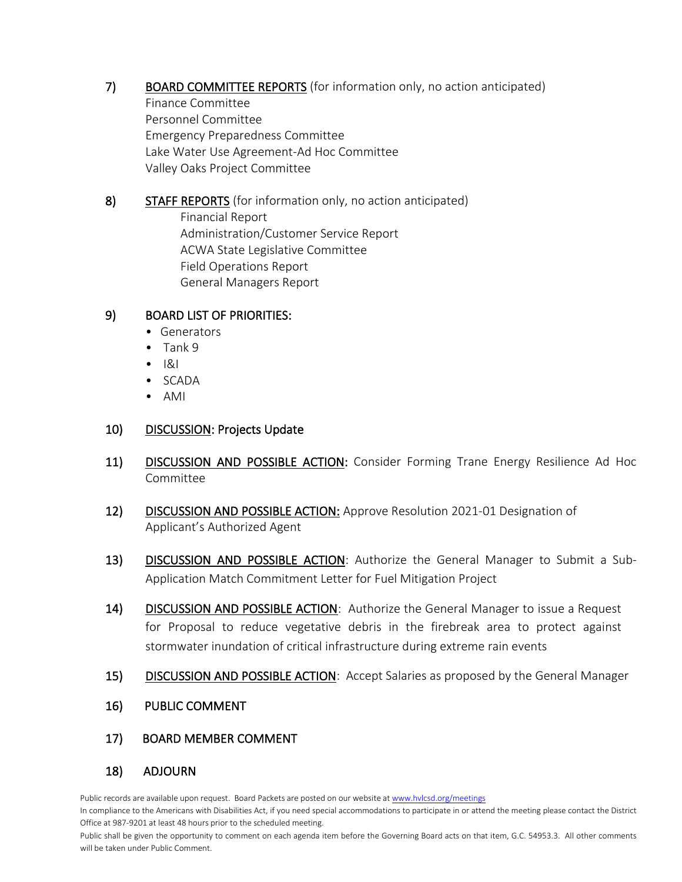7) <u>BOARD COMMITTEE REPORTS</u> (for information only, no action anticipated)
   Finance Committee
   Personnel Committee
   Emergency Preparedness Committee
   Lake Water Use Agreement-Ad Hoc Committee
   Valley Oaks Project Committee

8) <u>STAFF REPORTS</u> (for information only, no action anticipated)
   Financial Report
   Administration/Customer Service Report
   ACWA State Legislative Committee
   Field Operations Report
   General Managers Report

9) BOARD LIST OF PRIORITIES:
   - Generators
   - Tank 9
   - I&I
   - SCADA
   - AMI

10) <u>DISCUSSION</u>: Projects Update

11) <u>DISCUSSION AND POSSIBLE ACTION</u>: Consider Forming Trane Energy Resilience Ad Hoc Committee

12) <u>DISCUSSION AND POSSIBLE ACTION:</u> Approve Resolution 2021-01 Designation of Applicant's Authorized Agent

13) <u>DISCUSSION AND POSSIBLE ACTION</u>: Authorize the General Manager to Submit a Sub-Application Match Commitment Letter for Fuel Mitigation Project

14) <u>DISCUSSION AND POSSIBLE ACTION</u>: Authorize the General Manager to issue a Request for Proposal to reduce vegetative debris in the firebreak area to protect against stormwater inundation of critical infrastructure during extreme rain events

15) <u>DISCUSSION AND POSSIBLE ACTION</u>: Accept Salaries as proposed by the General Manager

16) PUBLIC COMMENT

17) BOARD MEMBER COMMENT

18) ADJOURN

Public records are available upon request. Board Packets are posted on our website at [www.hvlcsd.org/meetings](www.hvlcsd.org/meetings)

In compliance to the Americans with Disabilities Act, if you need special accommodations to participate in or attend the meeting please contact the District Office at 987-9201 at least 48 hours prior to the scheduled meeting.

Public shall be given the opportunity to comment on each agenda item before the Governing Board acts on that item, G.C. 54953.3. All other comments will be taken under Public Comment.